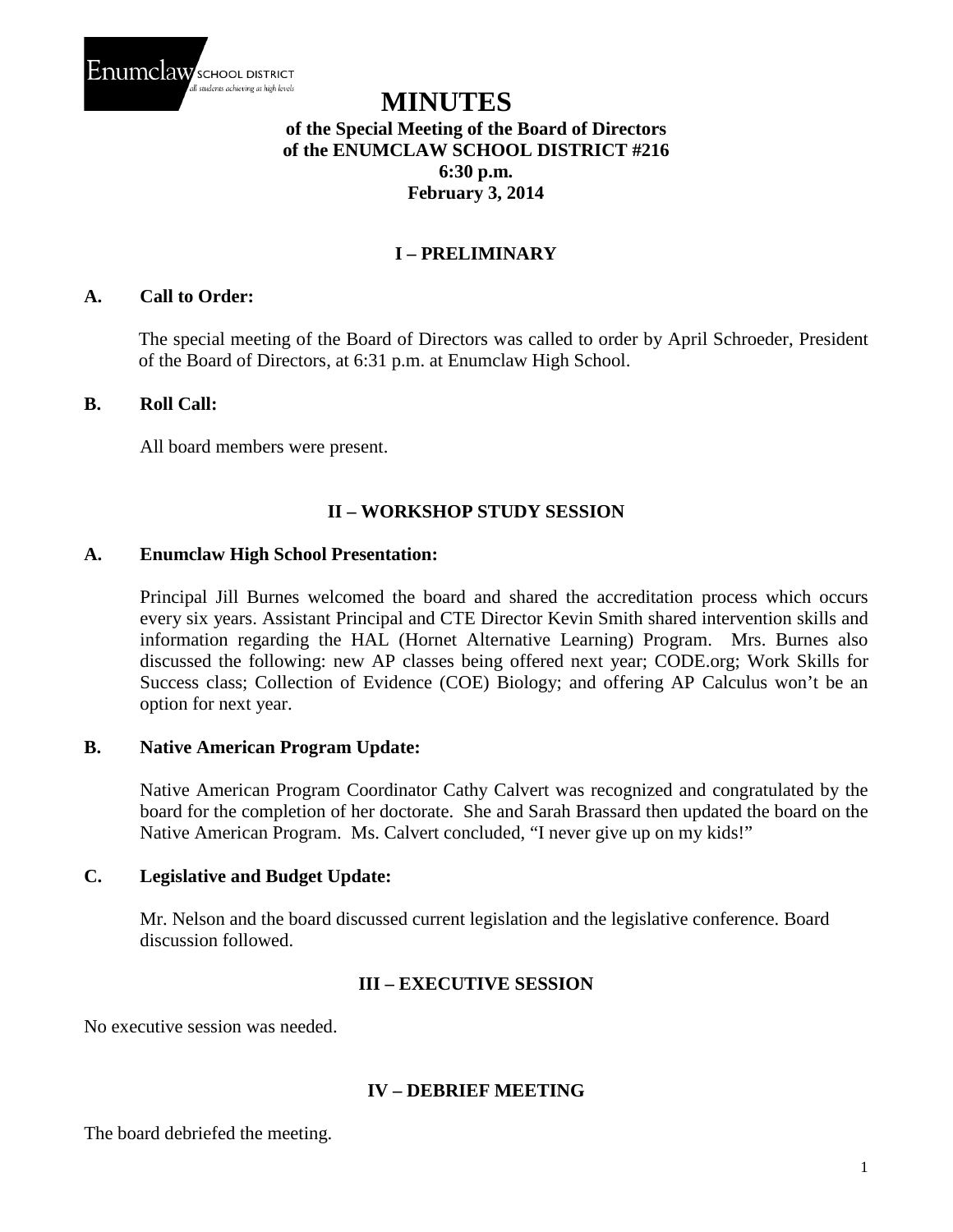# MINUTES

**of the Special Meeting of the Board of Directors**
**of the ENUMCLAW SCHOOL DISTRICT #216**
**6:30 p.m.**
**February 3, 2014**

## I – PRELIMINARY

### A. Call to Order:

The special meeting of the Board of Directors was called to order by April Schroeder, President of the Board of Directors, at 6:31 p.m. at Enumclaw High School.

### B. Roll Call:

All board members were present.

## II – WORKSHOP STUDY SESSION

### A. Enumclaw High School Presentation:

Principal Jill Burnes welcomed the board and shared the accreditation process which occurs every six years. Assistant Principal and CTE Director Kevin Smith shared intervention skills and information regarding the HAL (Hornet Alternative Learning) Program. Mrs. Burnes also discussed the following: new AP classes being offered next year; CODE.org; Work Skills for Success class; Collection of Evidence (COE) Biology; and offering AP Calculus won't be an option for next year.

### B. Native American Program Update:

Native American Program Coordinator Cathy Calvert was recognized and congratulated by the board for the completion of her doctorate. She and Sarah Brassard then updated the board on the Native American Program. Ms. Calvert concluded, "I never give up on my kids!"

### C. Legislative and Budget Update:

Mr. Nelson and the board discussed current legislation and the legislative conference. Board discussion followed.

## III – EXECUTIVE SESSION

No executive session was needed.

## IV – DEBRIEF MEETING

The board debriefed the meeting.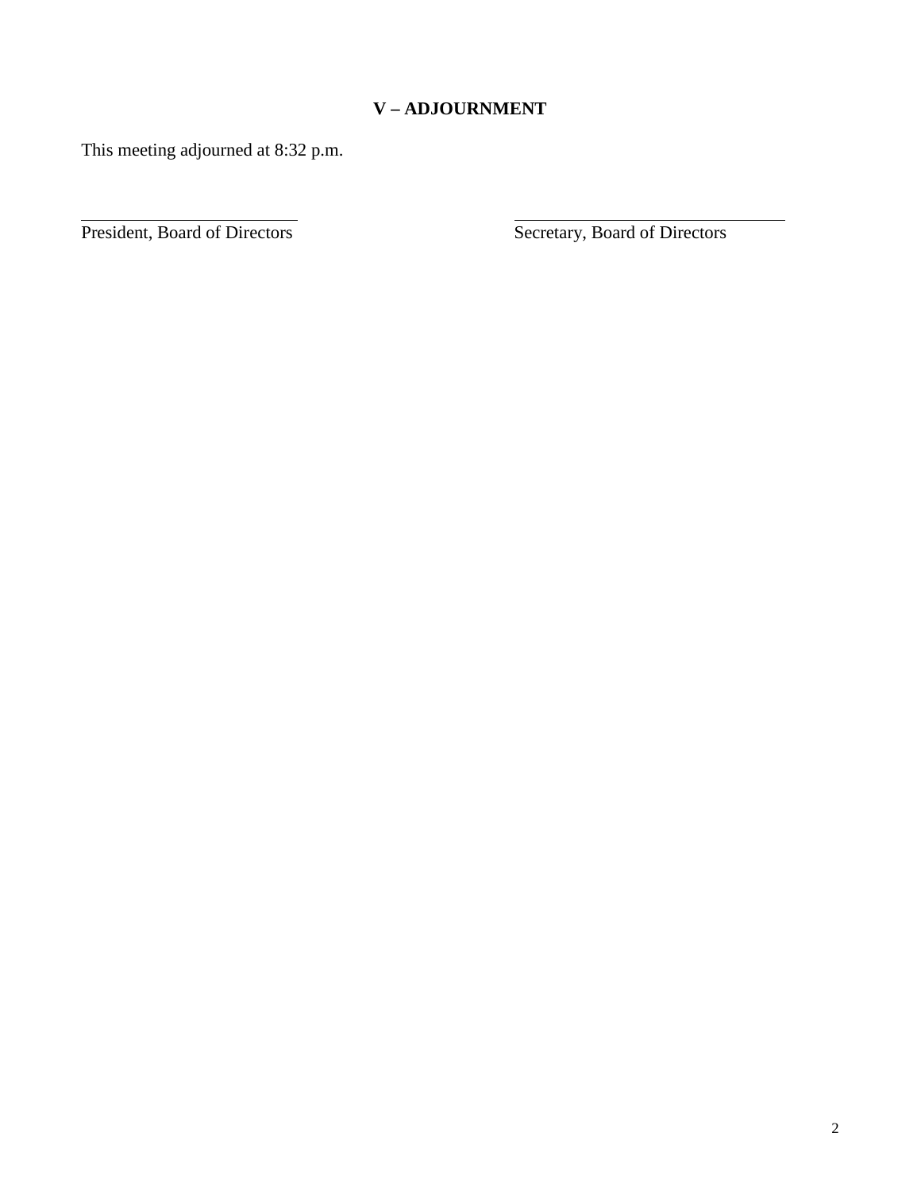## V – ADJOURNMENT

This meeting adjourned at 8:32 p.m.

| | |
|---|---|
| ______________________________ | ______________________________ |
| President, Board of Directors | Secretary, Board of Directors |